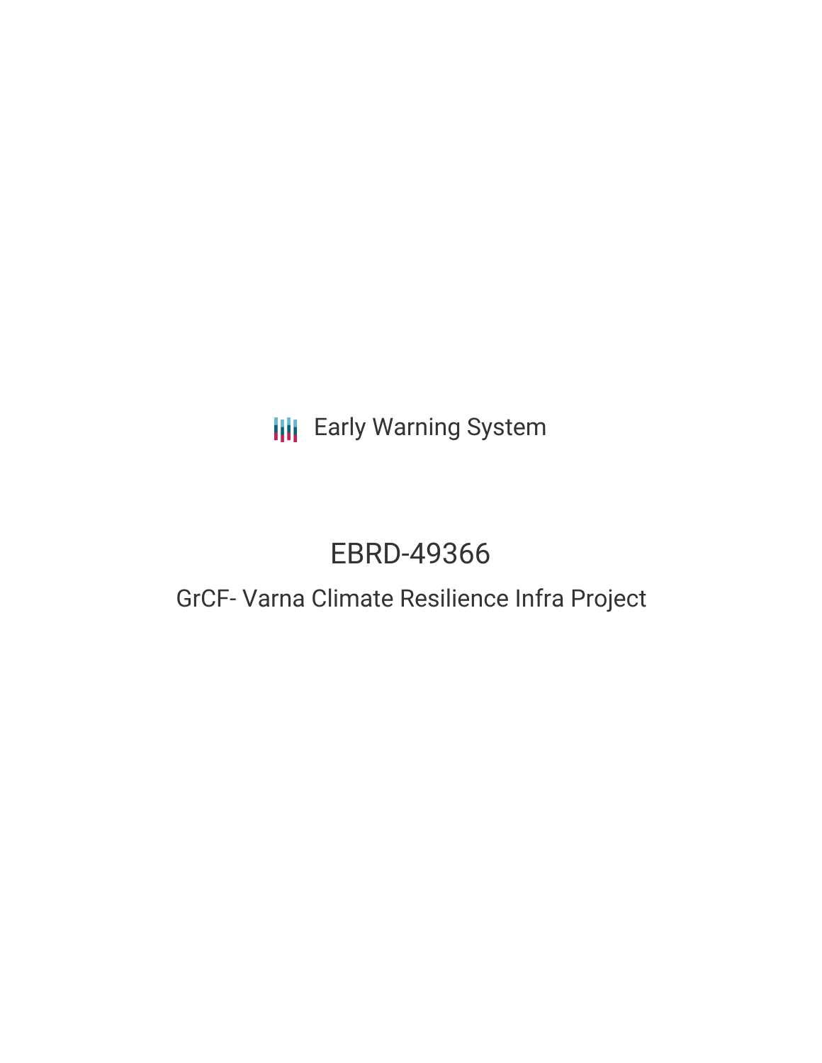Early Warning System

# EBRD-49366

## GrCF- Varna Climate Resilience Infra Project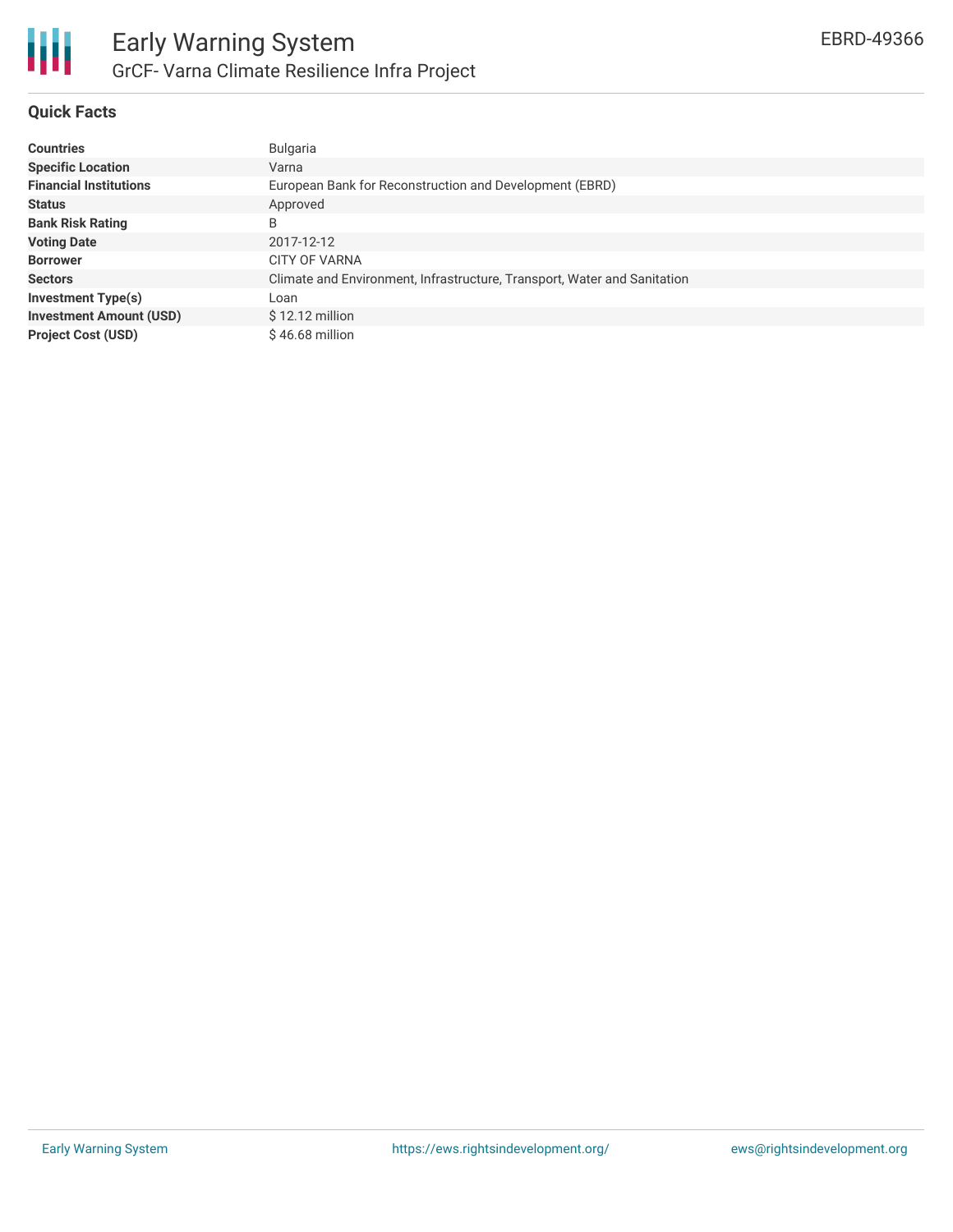# Early Warning System

## GrCF- Varna Climate Resilience Infra Project

EBRD-49366

### Quick Facts

| | |
|---|---|
| **Countries** | Bulgaria |
| **Specific Location** | Varna |
| **Financial Institutions** | European Bank for Reconstruction and Development (EBRD) |
| **Status** | Approved |
| **Bank Risk Rating** | B |
| **Voting Date** | 2017-12-12 |
| **Borrower** | CITY OF VARNA |
| **Sectors** | Climate and Environment, Infrastructure, Transport, Water and Sanitation |
| **Investment Type(s)** | Loan |
| **Investment Amount (USD)** | $ 12.12 million |
| **Project Cost (USD)** | $ 46.68 million |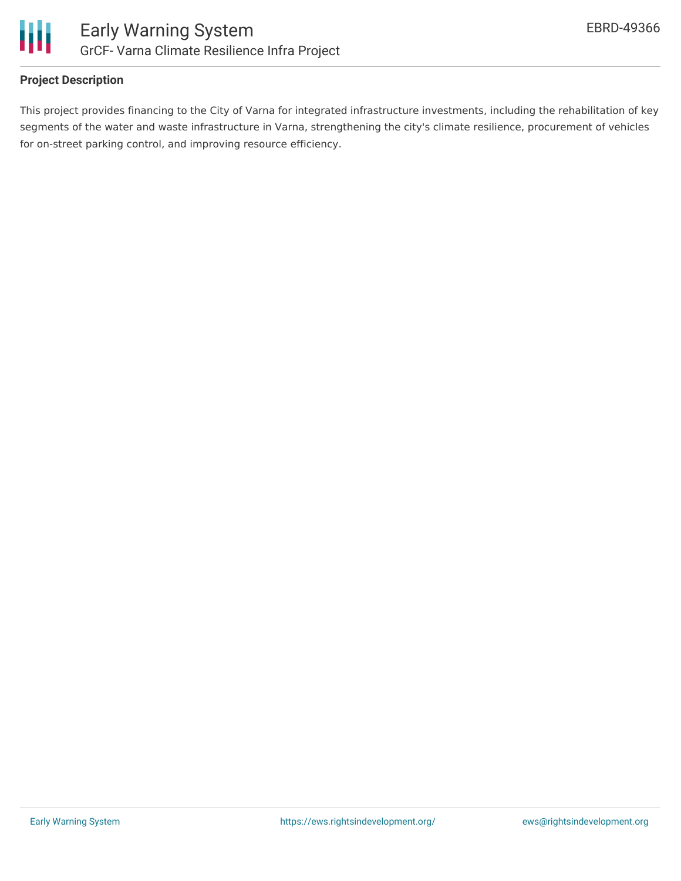### Project Description

This project provides financing to the City of Varna for integrated infrastructure investments, including the rehabilitation of key segments of the water and waste infrastructure in Varna, strengthening the city's climate resilience, procurement of vehicles for on-street parking control, and improving resource efficiency.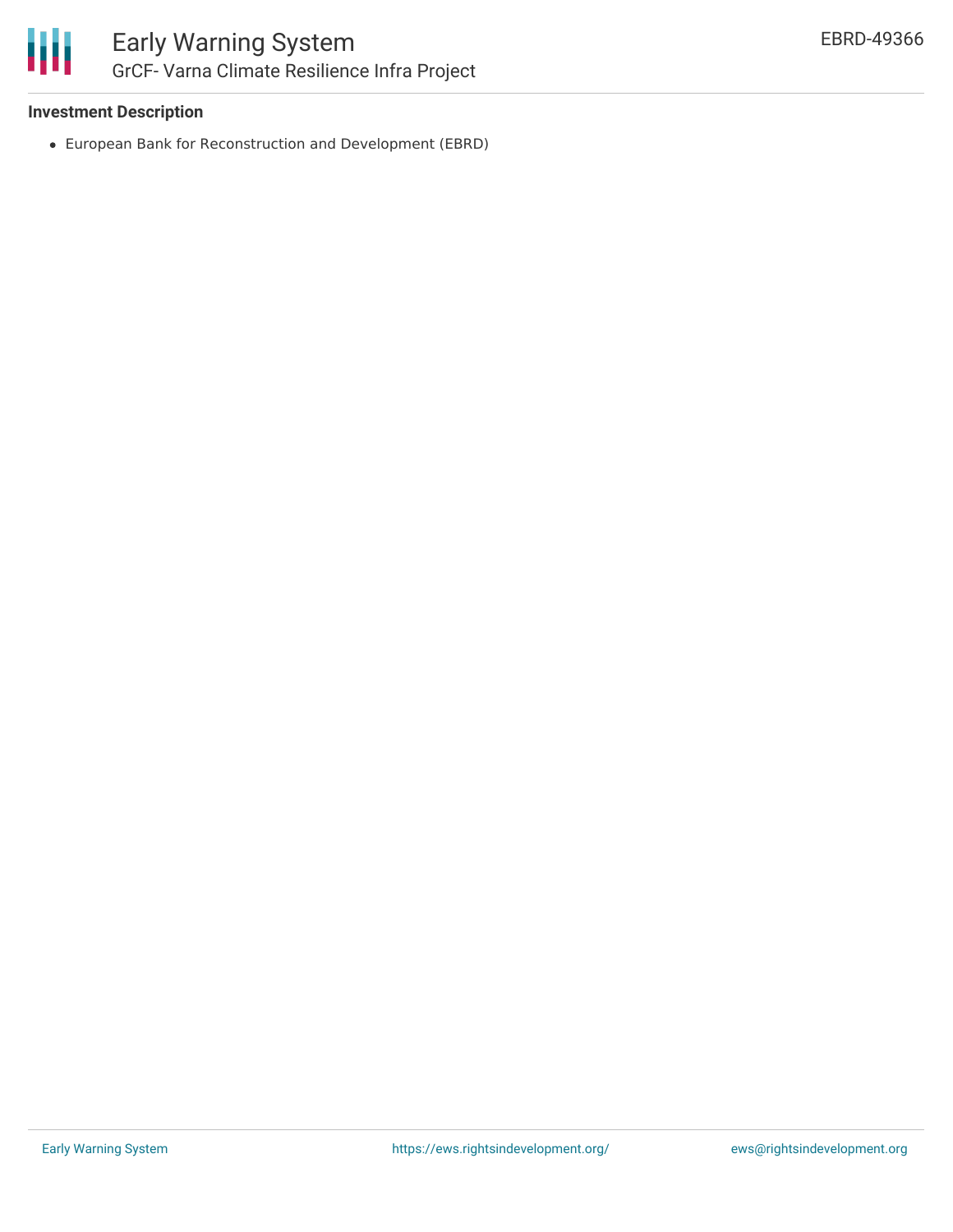**Investment Description**

- European Bank for Reconstruction and Development (EBRD)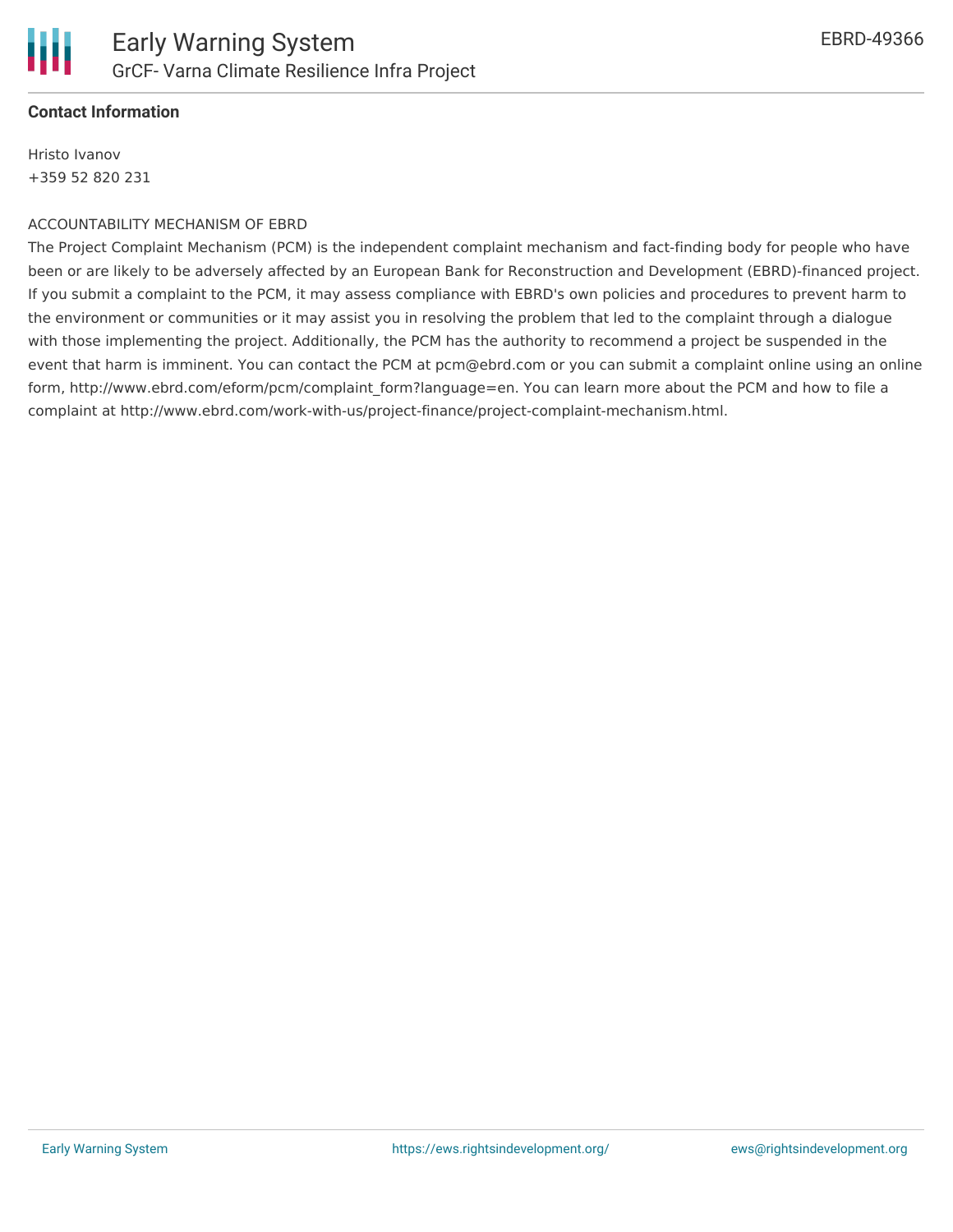#### Contact Information

Hristo Ivanov
+359 52 820 231

ACCOUNTABILITY MECHANISM OF EBRD

The Project Complaint Mechanism (PCM) is the independent complaint mechanism and fact-finding body for people who have been or are likely to be adversely affected by an European Bank for Reconstruction and Development (EBRD)-financed project. If you submit a complaint to the PCM, it may assess compliance with EBRD's own policies and procedures to prevent harm to the environment or communities or it may assist you in resolving the problem that led to the complaint through a dialogue with those implementing the project. Additionally, the PCM has the authority to recommend a project be suspended in the event that harm is imminent. You can contact the PCM at pcm@ebrd.com or you can submit a complaint online using an online form, http://www.ebrd.com/eform/pcm/complaint_form?language=en. You can learn more about the PCM and how to file a complaint at http://www.ebrd.com/work-with-us/project-finance/project-complaint-mechanism.html.